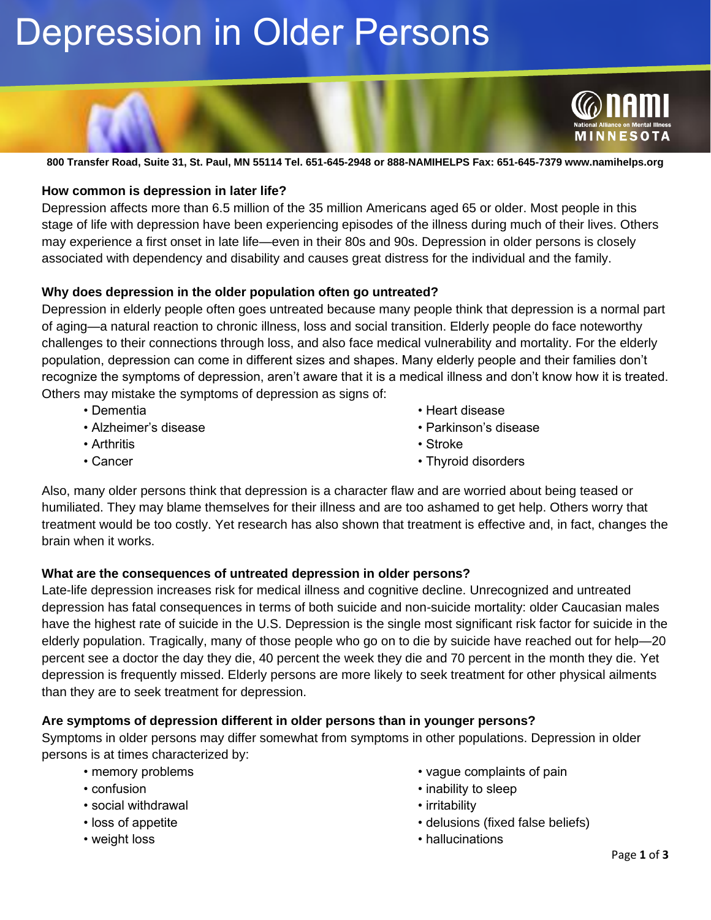# Depression in Older Persons

NAMI
National Alliance on Mental Illness
MINNESOTA

**800 Transfer Road, Suite 31, St. Paul, MN 55114 Tel. 651-645-2948 or 888-NAMIHELPS Fax: 651-645-7379 www.namihelps.org**

### How common is depression in later life?

Depression affects more than 6.5 million of the 35 million Americans aged 65 or older. Most people in this stage of life with depression have been experiencing episodes of the illness during much of their lives. Others may experience a first onset in late life—even in their 80s and 90s. Depression in older persons is closely associated with dependency and disability and causes great distress for the individual and the family.

### Why does depression in the older population often go untreated?

Depression in elderly people often goes untreated because many people think that depression is a normal part of aging—a natural reaction to chronic illness, loss and social transition. Elderly people do face noteworthy challenges to their connections through loss, and also face medical vulnerability and mortality. For the elderly population, depression can come in different sizes and shapes. Many elderly people and their families don't recognize the symptoms of depression, aren't aware that it is a medical illness and don't know how it is treated. Others may mistake the symptoms of depression as signs of:

- Dementia
- Alzheimer's disease
- Arthritis
- Cancer
- Heart disease
- Parkinson's disease
- Stroke
- Thyroid disorders

Also, many older persons think that depression is a character flaw and are worried about being teased or humiliated. They may blame themselves for their illness and are too ashamed to get help. Others worry that treatment would be too costly. Yet research has also shown that treatment is effective and, in fact, changes the brain when it works.

### What are the consequences of untreated depression in older persons?

Late-life depression increases risk for medical illness and cognitive decline. Unrecognized and untreated depression has fatal consequences in terms of both suicide and non-suicide mortality: older Caucasian males have the highest rate of suicide in the U.S. Depression is the single most significant risk factor for suicide in the elderly population. Tragically, many of those people who go on to die by suicide have reached out for help—20 percent see a doctor the day they die, 40 percent the week they die and 70 percent in the month they die. Yet depression is frequently missed. Elderly persons are more likely to seek treatment for other physical ailments than they are to seek treatment for depression.

### Are symptoms of depression different in older persons than in younger persons?

Symptoms in older persons may differ somewhat from symptoms in other populations. Depression in older persons is at times characterized by:

- memory problems
- confusion
- social withdrawal
- loss of appetite
- weight loss
- vague complaints of pain
- inability to sleep
- irritability
- delusions (fixed false beliefs)
- hallucinations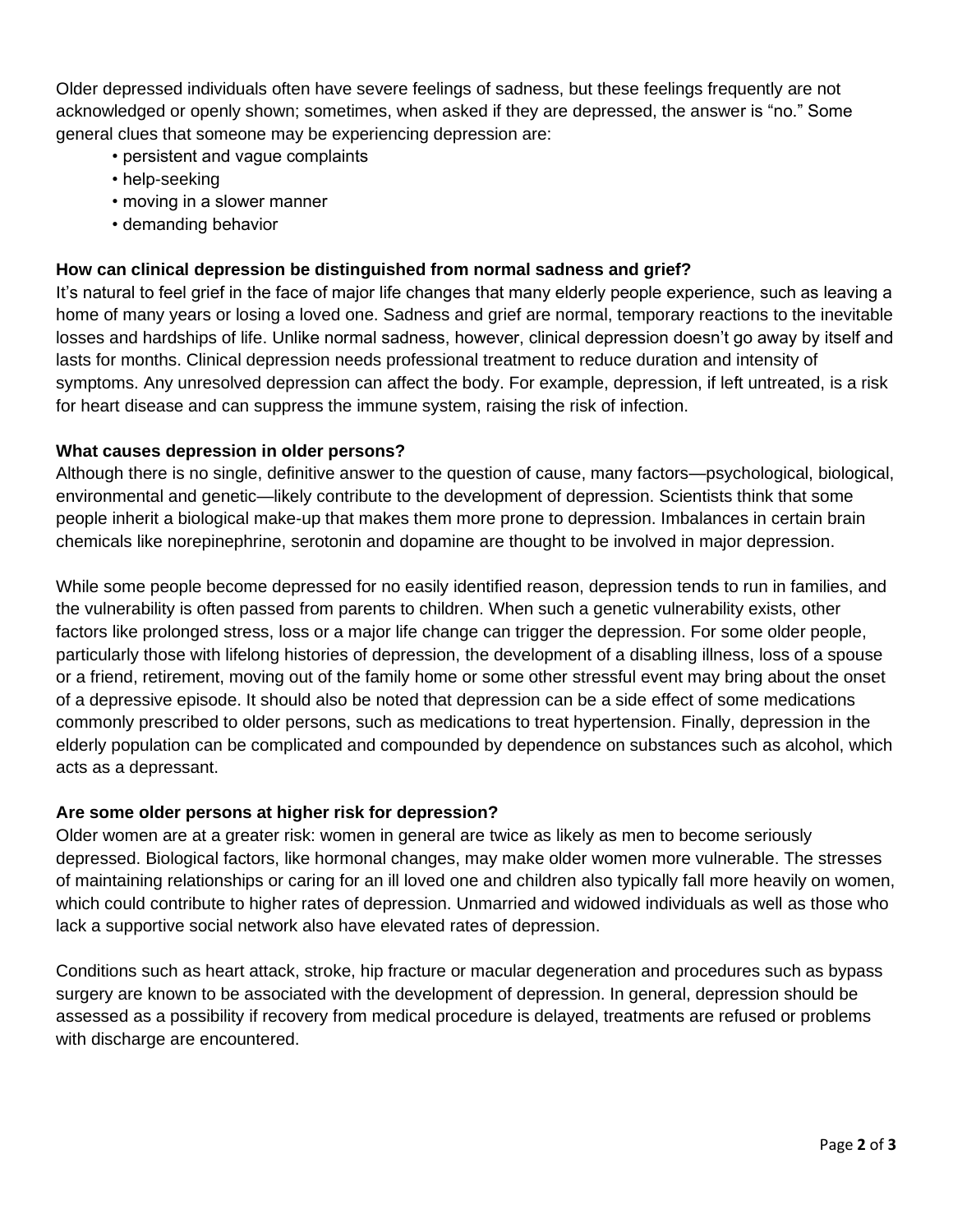Older depressed individuals often have severe feelings of sadness, but these feelings frequently are not acknowledged or openly shown; sometimes, when asked if they are depressed, the answer is "no." Some general clues that someone may be experiencing depression are:

- persistent and vague complaints
- help-seeking
- moving in a slower manner
- demanding behavior

**How can clinical depression be distinguished from normal sadness and grief?**

It's natural to feel grief in the face of major life changes that many elderly people experience, such as leaving a home of many years or losing a loved one. Sadness and grief are normal, temporary reactions to the inevitable losses and hardships of life. Unlike normal sadness, however, clinical depression doesn't go away by itself and lasts for months. Clinical depression needs professional treatment to reduce duration and intensity of symptoms. Any unresolved depression can affect the body. For example, depression, if left untreated, is a risk for heart disease and can suppress the immune system, raising the risk of infection.

**What causes depression in older persons?**

Although there is no single, definitive answer to the question of cause, many factors—psychological, biological, environmental and genetic—likely contribute to the development of depression. Scientists think that some people inherit a biological make-up that makes them more prone to depression. Imbalances in certain brain chemicals like norepinephrine, serotonin and dopamine are thought to be involved in major depression.

While some people become depressed for no easily identified reason, depression tends to run in families, and the vulnerability is often passed from parents to children. When such a genetic vulnerability exists, other factors like prolonged stress, loss or a major life change can trigger the depression. For some older people, particularly those with lifelong histories of depression, the development of a disabling illness, loss of a spouse or a friend, retirement, moving out of the family home or some other stressful event may bring about the onset of a depressive episode. It should also be noted that depression can be a side effect of some medications commonly prescribed to older persons, such as medications to treat hypertension. Finally, depression in the elderly population can be complicated and compounded by dependence on substances such as alcohol, which acts as a depressant.

**Are some older persons at higher risk for depression?**

Older women are at a greater risk: women in general are twice as likely as men to become seriously depressed. Biological factors, like hormonal changes, may make older women more vulnerable. The stresses of maintaining relationships or caring for an ill loved one and children also typically fall more heavily on women, which could contribute to higher rates of depression. Unmarried and widowed individuals as well as those who lack a supportive social network also have elevated rates of depression.

Conditions such as heart attack, stroke, hip fracture or macular degeneration and procedures such as bypass surgery are known to be associated with the development of depression. In general, depression should be assessed as a possibility if recovery from medical procedure is delayed, treatments are refused or problems with discharge are encountered.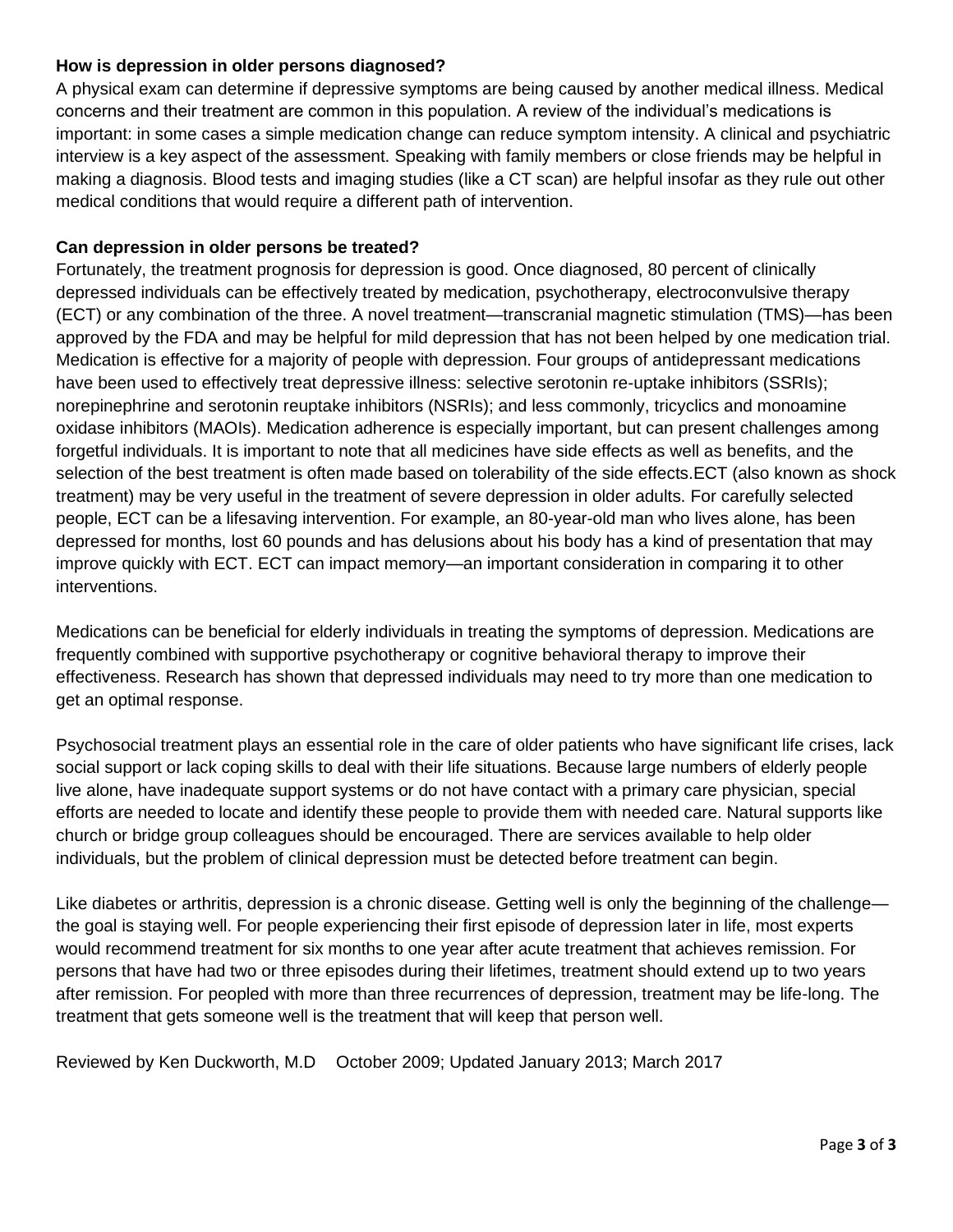**How is depression in older persons diagnosed?**

A physical exam can determine if depressive symptoms are being caused by another medical illness. Medical concerns and their treatment are common in this population. A review of the individual's medications is important: in some cases a simple medication change can reduce symptom intensity. A clinical and psychiatric interview is a key aspect of the assessment. Speaking with family members or close friends may be helpful in making a diagnosis. Blood tests and imaging studies (like a CT scan) are helpful insofar as they rule out other medical conditions that would require a different path of intervention.

**Can depression in older persons be treated?**

Fortunately, the treatment prognosis for depression is good. Once diagnosed, 80 percent of clinically depressed individuals can be effectively treated by medication, psychotherapy, electroconvulsive therapy (ECT) or any combination of the three. A novel treatment—transcranial magnetic stimulation (TMS)—has been approved by the FDA and may be helpful for mild depression that has not been helped by one medication trial. Medication is effective for a majority of people with depression. Four groups of antidepressant medications have been used to effectively treat depressive illness: selective serotonin re-uptake inhibitors (SSRIs); norepinephrine and serotonin reuptake inhibitors (NSRIs); and less commonly, tricyclics and monoamine oxidase inhibitors (MAOIs). Medication adherence is especially important, but can present challenges among forgetful individuals. It is important to note that all medicines have side effects as well as benefits, and the selection of the best treatment is often made based on tolerability of the side effects.ECT (also known as shock treatment) may be very useful in the treatment of severe depression in older adults. For carefully selected people, ECT can be a lifesaving intervention. For example, an 80-year-old man who lives alone, has been depressed for months, lost 60 pounds and has delusions about his body has a kind of presentation that may improve quickly with ECT. ECT can impact memory—an important consideration in comparing it to other interventions.

Medications can be beneficial for elderly individuals in treating the symptoms of depression. Medications are frequently combined with supportive psychotherapy or cognitive behavioral therapy to improve their effectiveness. Research has shown that depressed individuals may need to try more than one medication to get an optimal response.

Psychosocial treatment plays an essential role in the care of older patients who have significant life crises, lack social support or lack coping skills to deal with their life situations. Because large numbers of elderly people live alone, have inadequate support systems or do not have contact with a primary care physician, special efforts are needed to locate and identify these people to provide them with needed care. Natural supports like church or bridge group colleagues should be encouraged. There are services available to help older individuals, but the problem of clinical depression must be detected before treatment can begin.

Like diabetes or arthritis, depression is a chronic disease. Getting well is only the beginning of the challenge—the goal is staying well. For people experiencing their first episode of depression later in life, most experts would recommend treatment for six months to one year after acute treatment that achieves remission. For persons that have had two or three episodes during their lifetimes, treatment should extend up to two years after remission. For peopled with more than three recurrences of depression, treatment may be life-long. The treatment that gets someone well is the treatment that will keep that person well.

Reviewed by Ken Duckworth, M.D October 2009; Updated January 2013; March 2017